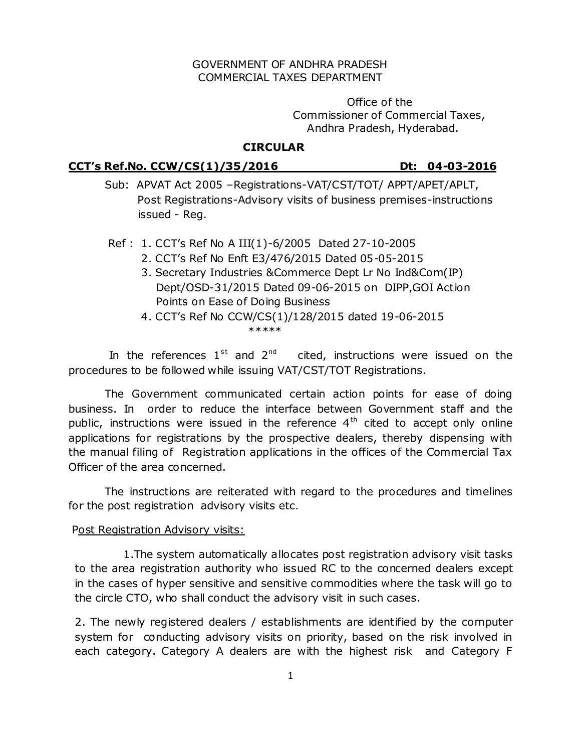GOVERNMENT OF ANDHRA PRADESH
COMMERCIAL TAXES DEPARTMENT

Office of the
Commissioner of Commercial Taxes,
Andhra Pradesh, Hyderabad.

**CIRCULAR**

**CCT's Ref.No. CCW/CS(1)/35/2016 Dt: 04-03-2016**

Sub: APVAT Act 2005 –Registrations-VAT/CST/TOT/ APPT/APET/APLT, Post Registrations-Advisory visits of business premises-instructions issued - Reg.

Ref :
1. CCT's Ref No A III(1)-6/2005 Dated 27-10-2005
2. CCT's Ref No Enft E3/476/2015 Dated 05-05-2015
3. Secretary Industries &Commerce Dept Lr No Ind&Com(IP) Dept/OSD-31/2015 Dated 09-06-2015 on DIPP,GOI Action Points on Ease of Doing Business
4. CCT's Ref No CCW/CS(1)/128/2015 dated 19-06-2015

*****

In the references 1st and 2nd cited, instructions were issued on the procedures to be followed while issuing VAT/CST/TOT Registrations.

The Government communicated certain action points for ease of doing business. In order to reduce the interface between Government staff and the public, instructions were issued in the reference 4th cited to accept only online applications for registrations by the prospective dealers, thereby dispensing with the manual filing of Registration applications in the offices of the Commercial Tax Officer of the area concerned.

The instructions are reiterated with regard to the procedures and timelines for the post registration advisory visits etc.

Post Registration Advisory visits:

1. The system automatically allocates post registration advisory visit tasks to the area registration authority who issued RC to the concerned dealers except in the cases of hyper sensitive and sensitive commodities where the task will go to the circle CTO, who shall conduct the advisory visit in such cases.

2. The newly registered dealers / establishments are identified by the computer system for conducting advisory visits on priority, based on the risk involved in each category. Category A dealers are with the highest risk and Category F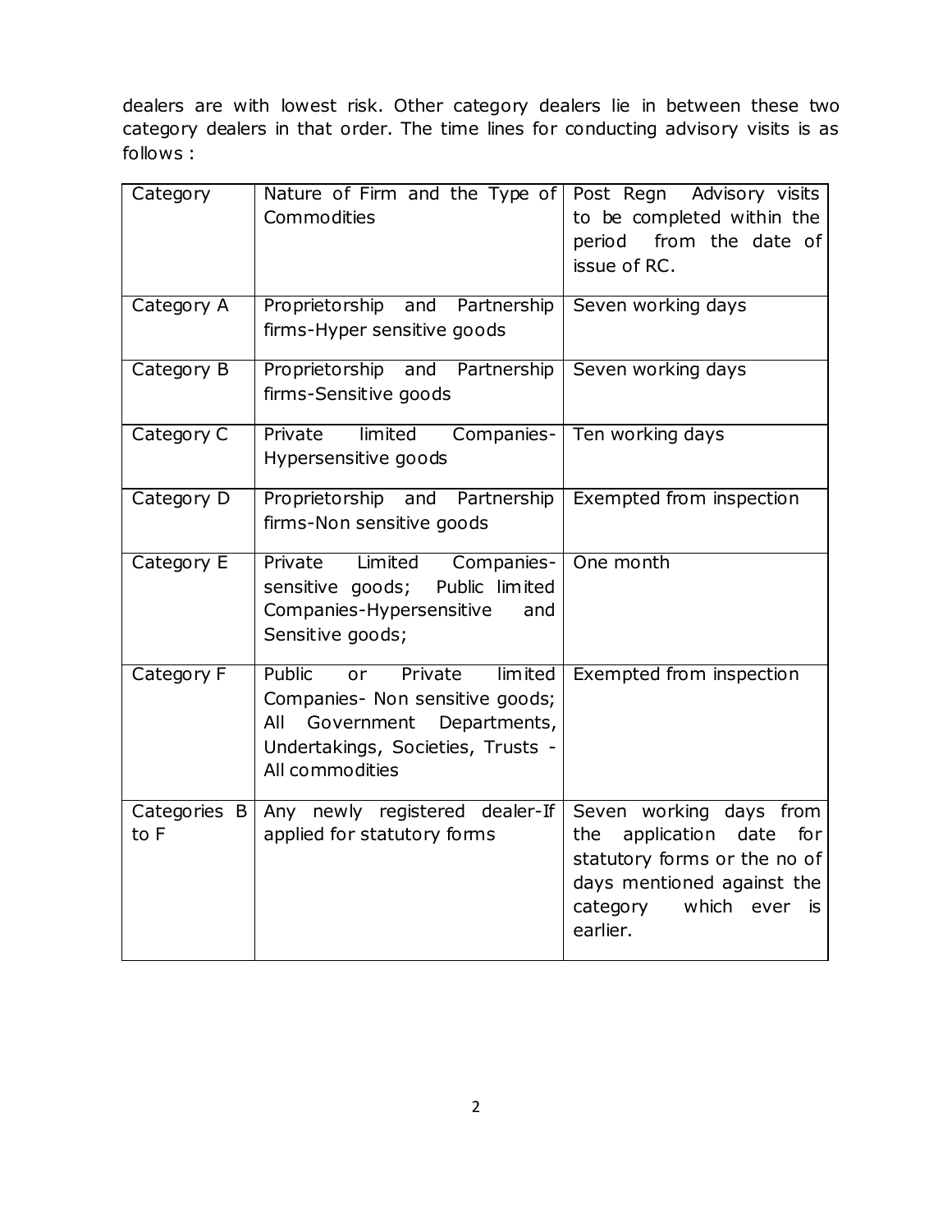dealers are with lowest risk. Other category dealers lie in between these two category dealers in that order. The time lines for conducting advisory visits is as follows :

| Category | Nature of Firm and the Type of Commodities | Post Regn Advisory visits to be completed within the period from the date of issue of RC. |
|---|---|---|
| Category A | Proprietorship and Partnership firms-Hyper sensitive goods | Seven working days |
| Category B | Proprietorship and Partnership firms-Sensitive goods | Seven working days |
| Category C | Private limited Companies-Hypersensitive goods | Ten working days |
| Category D | Proprietorship and Partnership firms-Non sensitive goods | Exempted from inspection |
| Category E | Private Limited Companies-sensitive goods; Public limited Companies-Hypersensitive and Sensitive goods; | One month |
| Category F | Public or Private limited Companies- Non sensitive goods; All Government Departments, Undertakings, Societies, Trusts - All commodities | Exempted from inspection |
| Categories B to F | Any newly registered dealer-If applied for statutory forms | Seven working days from the application date for statutory forms or the no of days mentioned against the category which ever is earlier. |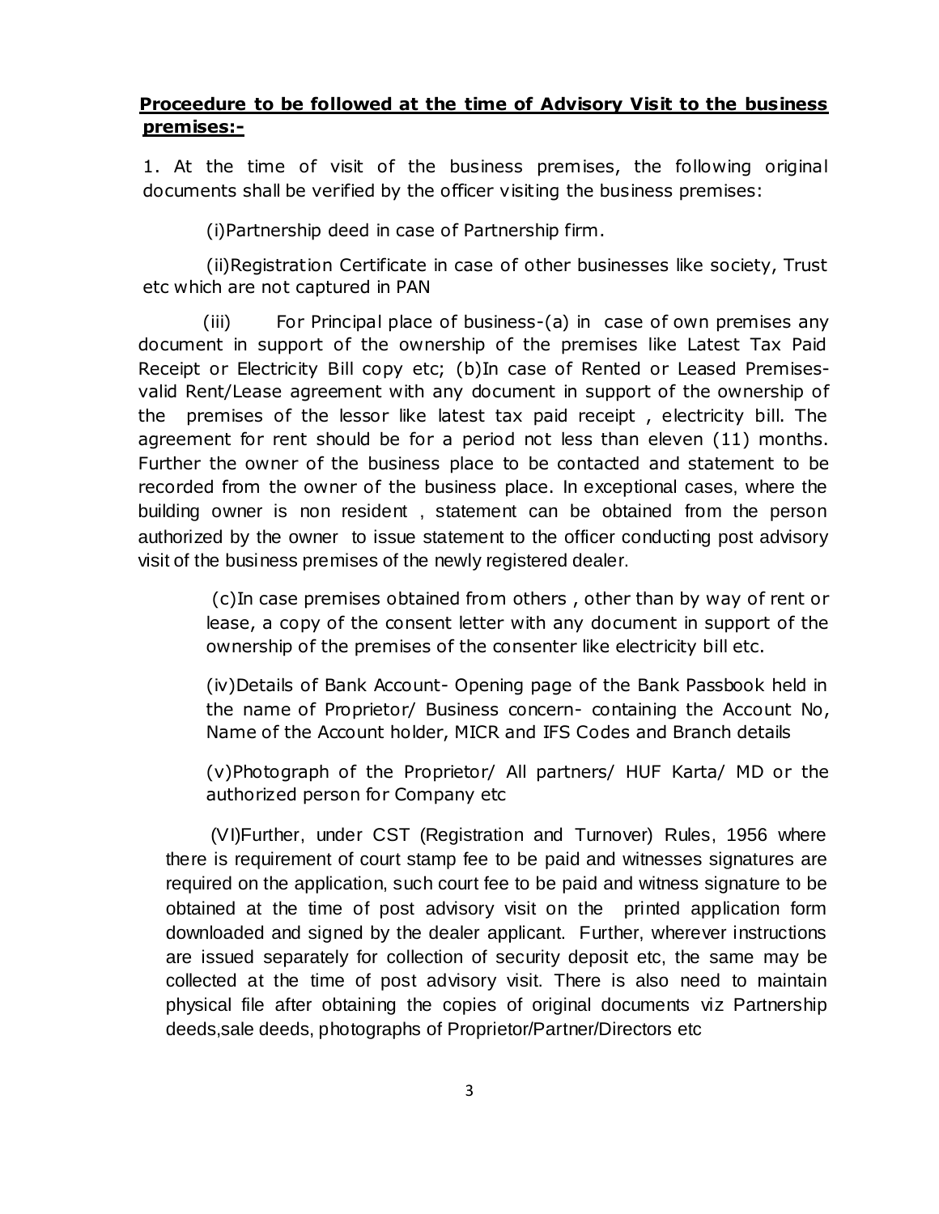**Proceedure to be followed at the time of Advisory Visit to the business premises:-**

1. At the time of visit of the business premises, the following original documents shall be verified by the officer visiting the business premises:

(i)Partnership deed in case of Partnership firm.

(ii)Registration Certificate in case of other businesses like society, Trust etc which are not captured in PAN

(iii) For Principal place of business-(a) in case of own premises any document in support of the ownership of the premises like Latest Tax Paid Receipt or Electricity Bill copy etc; (b)In case of Rented or Leased Premises-valid Rent/Lease agreement with any document in support of the ownership of the premises of the lessor like latest tax paid receipt , electricity bill. The agreement for rent should be for a period not less than eleven (11) months. Further the owner of the business place to be contacted and statement to be recorded from the owner of the business place. In exceptional cases, where the building owner is non resident , statement can be obtained from the person authorized by the owner to issue statement to the officer conducting post advisory visit of the business premises of the newly registered dealer.

(c)In case premises obtained from others , other than by way of rent or lease, a copy of the consent letter with any document in support of the ownership of the premises of the consenter like electricity bill etc.

(iv)Details of Bank Account- Opening page of the Bank Passbook held in the name of Proprietor/ Business concern- containing the Account No, Name of the Account holder, MICR and IFS Codes and Branch details

(v)Photograph of the Proprietor/ All partners/ HUF Karta/ MD or the authorized person for Company etc

(VI)Further, under CST (Registration and Turnover) Rules, 1956 where there is requirement of court stamp fee to be paid and witnesses signatures are required on the application, such court fee to be paid and witness signature to be obtained at the time of post advisory visit on the printed application form downloaded and signed by the dealer applicant. Further, wherever instructions are issued separately for collection of security deposit etc, the same may be collected at the time of post advisory visit. There is also need to maintain physical file after obtaining the copies of original documents viz Partnership deeds,sale deeds, photographs of Proprietor/Partner/Directors etc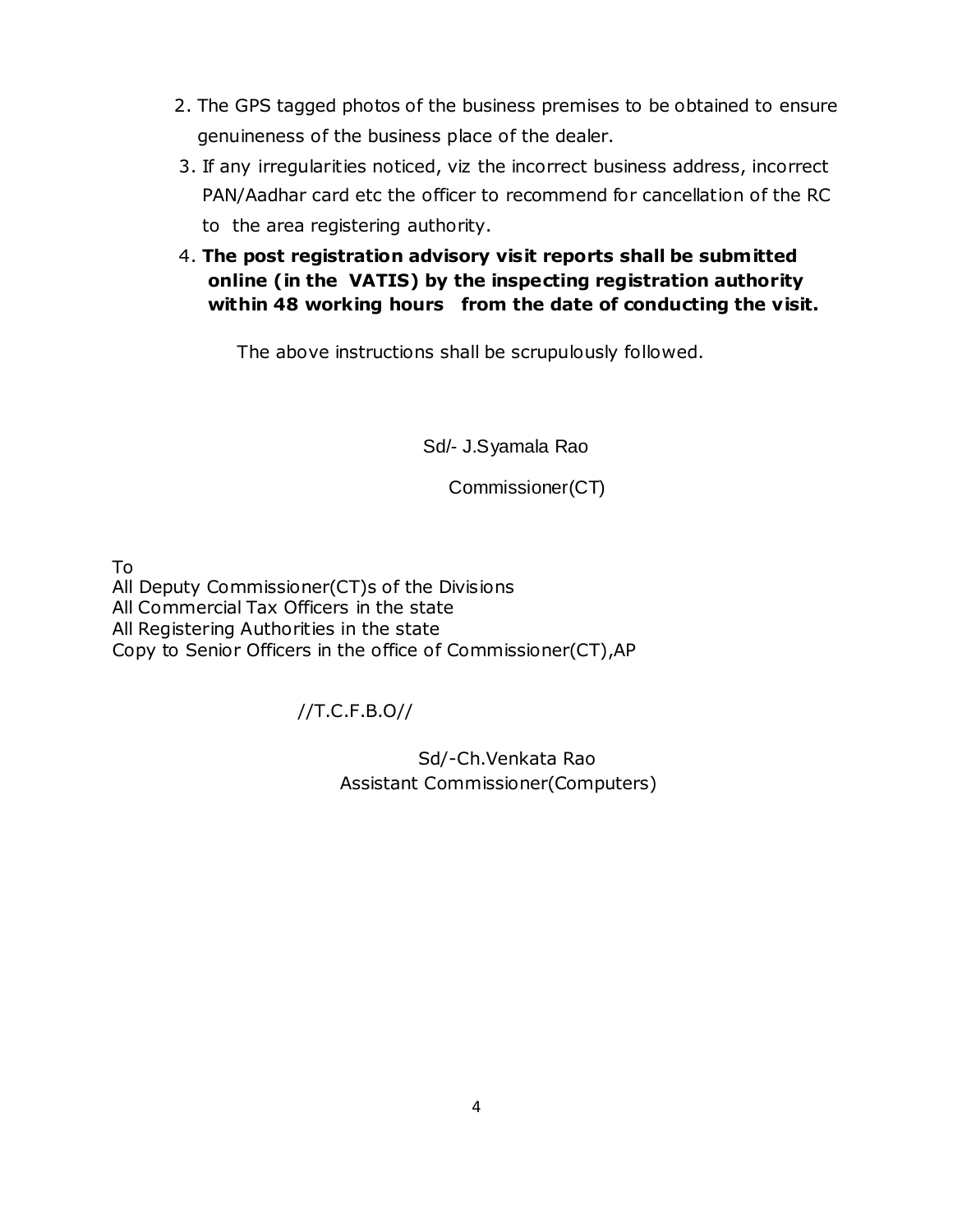2. The GPS tagged photos of the business premises to be obtained to ensure genuineness of the business place of the dealer.
3. If any irregularities noticed, viz the incorrect business address, incorrect PAN/Aadhar card etc the officer to recommend for cancellation of the RC to the area registering authority.
4. **The post registration advisory visit reports shall be submitted online (in the VATIS) by the inspecting registration authority within 48 working hours from the date of conducting the visit.**

The above instructions shall be scrupulously followed.

Sd/- J.Syamala Rao

Commissioner(CT)

To
All Deputy Commissioner(CT)s of the Divisions
All Commercial Tax Officers in the state
All Registering Authorities in the state
Copy to Senior Officers in the office of Commissioner(CT),AP

//T.C.F.B.O//

Sd/-Ch.Venkata Rao
Assistant Commissioner(Computers)